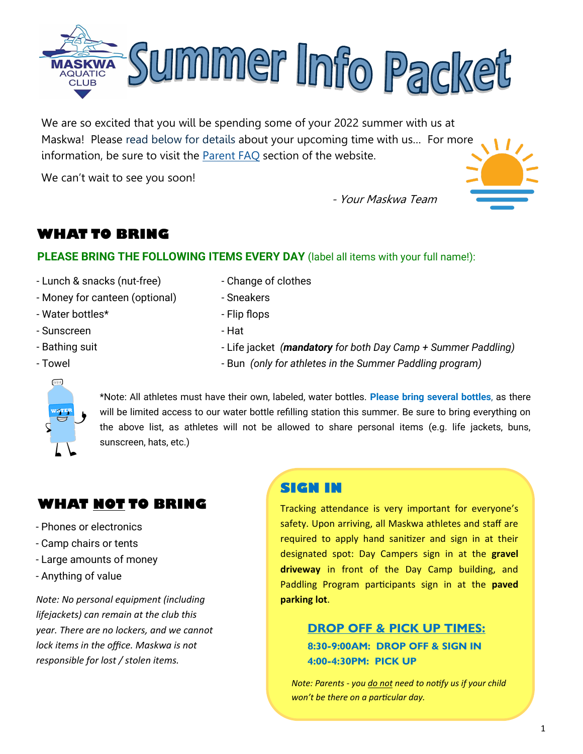# Summer Info Packet

We are so excited that you will be spending some of your 2022 summer with us at Maskwa! Please read below for details about your upcoming time with us… For more information, be sure to visit the Parent FAQ section of the website.

We can't wait to see you soon!

*- Your Maskwa Team*

## WHAT TO BRING

**PLEASE BRING THE FOLLOWING ITEMS EVERY DAY** (label all items with your full name!):

- Lunch & snacks (nut-free)
- Money for canteen (optional)
- Water bottles*
- Sunscreen
- Bathing suit
- Towel
- Change of clothes
- Sneakers
- Flip flops
- Hat
- Life jacket *(**mandatory** for both Day Camp + Summer Paddling)*
- Bun *(only for athletes in the Summer Paddling program)*

*Note: All athletes must have their own, labeled, water bottles. **Please bring several bottles**, as there will be limited access to our water bottle refilling station this summer. Be sure to bring everything on the above list, as athletes will not be allowed to share personal items (e.g. life jackets, buns, sunscreen, hats, etc.)

## WHAT NOT TO BRING

- Phones or electronics
- Camp chairs or tents
- Large amounts of money
- Anything of value

*Note: No personal equipment (including lifejackets) can remain at the club this year. There are no lockers, and we cannot lock items in the office. Maskwa is not responsible for lost / stolen items.*

## SIGN IN

Tracking attendance is very important for everyone's safety. Upon arriving, all Maskwa athletes and staff are required to apply hand sanitizer and sign in at their designated spot: Day Campers sign in at the **gravel driveway** in front of the Day Camp building, and Paddling Program participants sign in at the **paved parking lot**.

### DROP OFF & PICK UP TIMES:

**8:30-9:00AM: DROP OFF & SIGN IN**
**4:00-4:30PM: PICK UP**

*Note: Parents - you do not need to notify us if your child won't be there on a particular day.*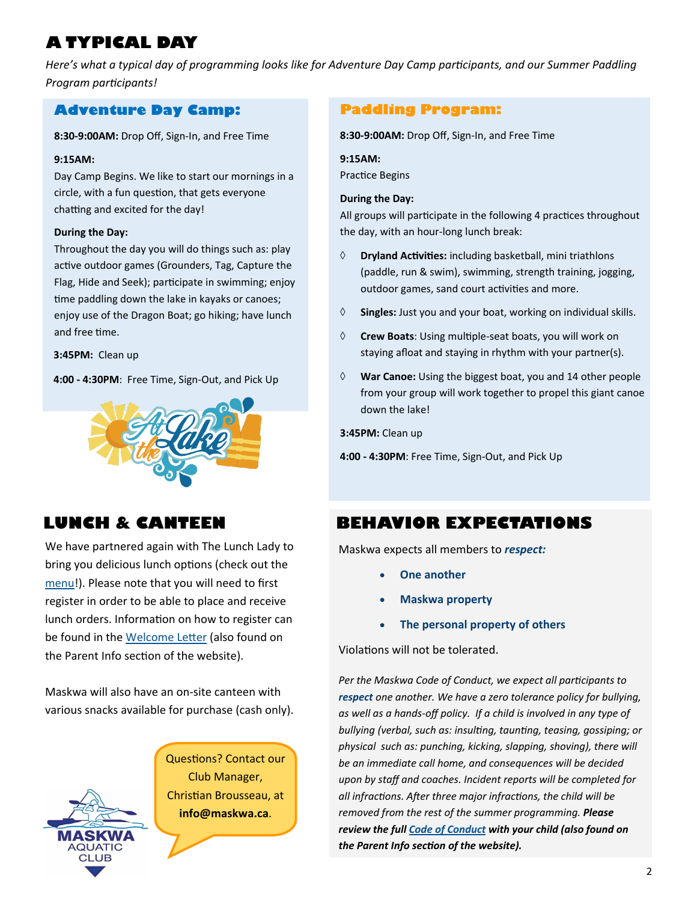# A TYPICAL DAY

*Here's what a typical day of programming looks like for Adventure Day Camp participants, and our Summer Paddling Program participants!*

## Adventure Day Camp:

**8:30-9:00AM:** Drop Off, Sign-In, and Free Time

**9:15AM:**
Day Camp Begins. We like to start our mornings in a circle, with a fun question, that gets everyone chatting and excited for the day!

**During the Day:**
Throughout the day you will do things such as: play active outdoor games (Grounders, Tag, Capture the Flag, Hide and Seek); participate in swimming; enjoy time paddling down the lake in kayaks or canoes; enjoy use of the Dragon Boat; go hiking; have lunch and free time.

**3:45PM:** Clean up

**4:00 - 4:30PM**: Free Time, Sign-Out, and Pick Up

## Paddling Program:

**8:30-9:00AM:** Drop Off, Sign-In, and Free Time

**9:15AM:**
Practice Begins

**During the Day:**
All groups will participate in the following 4 practices throughout the day, with an hour-long lunch break:

- **Dryland Activities:** including basketball, mini triathlons (paddle, run & swim), swimming, strength training, jogging, outdoor games, sand court activities and more.
- **Singles:** Just you and your boat, working on individual skills.
- **Crew Boats**: Using multiple-seat boats, you will work on staying afloat and staying in rhythm with your partner(s).
- **War Canoe:** Using the biggest boat, you and 14 other people from your group will work together to propel this giant canoe down the lake!

**3:45PM:** Clean up

**4:00 - 4:30PM**: Free Time, Sign-Out, and Pick Up

# LUNCH & CANTEEN

We have partnered again with The Lunch Lady to bring you delicious lunch options (check out the menu!). Please note that you will need to first register in order to be able to place and receive lunch orders. Information on how to register can be found in the Welcome Letter (also found on the Parent Info section of the website).

Maskwa will also have an on-site canteen with various snacks available for purchase (cash only).

Questions? Contact our Club Manager, Christian Brousseau, at **info@maskwa.ca**.

# BEHAVIOR EXPECTATIONS

Maskwa expects all members to ***respect:***

- **One another**
- **Maskwa property**
- **The personal property of others**

Violations will not be tolerated.

*Per the Maskwa Code of Conduct, we expect all participants to **respect** one another. We have a zero tolerance policy for bullying, as well as a hands-off policy. If a child is involved in any type of bullying (verbal, such as: insulting, taunting, teasing, gossiping; or physical such as: punching, kicking, slapping, shoving), there will be an immediate call home, and consequences will be decided upon by staff and coaches. Incident reports will be completed for all infractions. After three major infractions, the child will be removed from the rest of the summer programming. **Please review the full Code of Conduct with your child (also found on the Parent Info section of the website).***